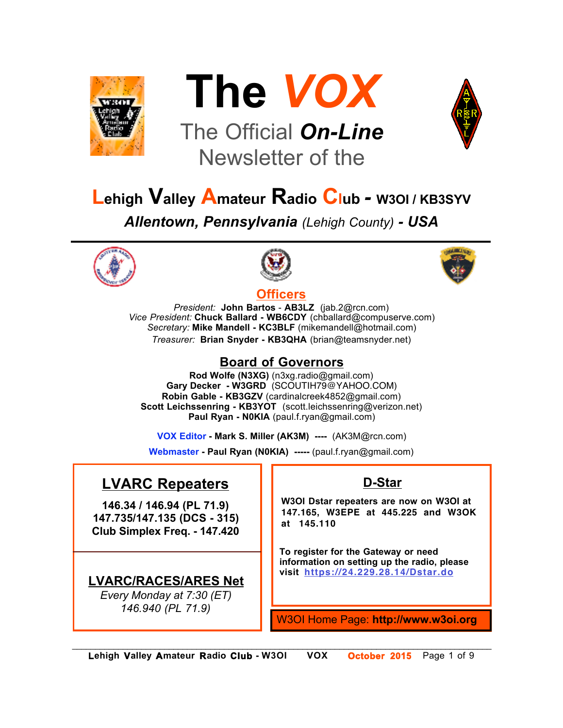# The *VOX*

## The Official ***On-Line*** Newsletter of the

## Lehigh Valley Amateur Radio Club - W3OI / KB3SYV

***Allentown, Pennsylvania** (Lehigh County) **- USA***

---

## Officers

*President:* **John Bartos - AB3LZ** (jab.2@rcn.com)
*Vice President:* **Chuck Ballard - WB6CDY** (chballard@compuserve.com)
*Secretary:* **Mike Mandell - KC3BLF** (mikemandell@hotmail.com)
*Treasurer:* **Brian Snyder - KB3QHA** (brian@teamsnyder.net)

## Board of Governors

**Rod Wolfe (N3XG)** (n3xg.radio@gmail.com)
**Gary Decker - W3GRD** (SCOUTIH79@YAHOO.COM)
**Robin Gable - KB3GZV** (cardinalcreek4852@gmail.com)
**Scott Leichssenring - KB3YOT** (scott.leichssenring@verizon.net)
**Paul Ryan - N0KIA** (paul.f.ryan@gmail.com)

**VOX Editor - Mark S. Miller (AK3M) ----** (AK3M@rcn.com)

**Webmaster - Paul Ryan (N0KIA) -----** (paul.f.ryan@gmail.com)

## LVARC Repeaters

**146.34 / 146.94 (PL 71.9)**
**147.735/147.135 (DCS - 315)**
**Club Simplex Freq. - 147.420**

## LVARC/RACES/ARES Net

*Every Monday at 7:30 (ET)*
*146.940 (PL 71.9)*

## D-Star

**W3OI Dstar repeaters are now on W3OI at 147.165, W3EPE at 445.225 and W3OK at 145.110**

**To register for the Gateway or need information on setting up the radio, please visit https://24.229.28.14/Dstar.do**

W3OI Home Page: **http://www.w3oi.org**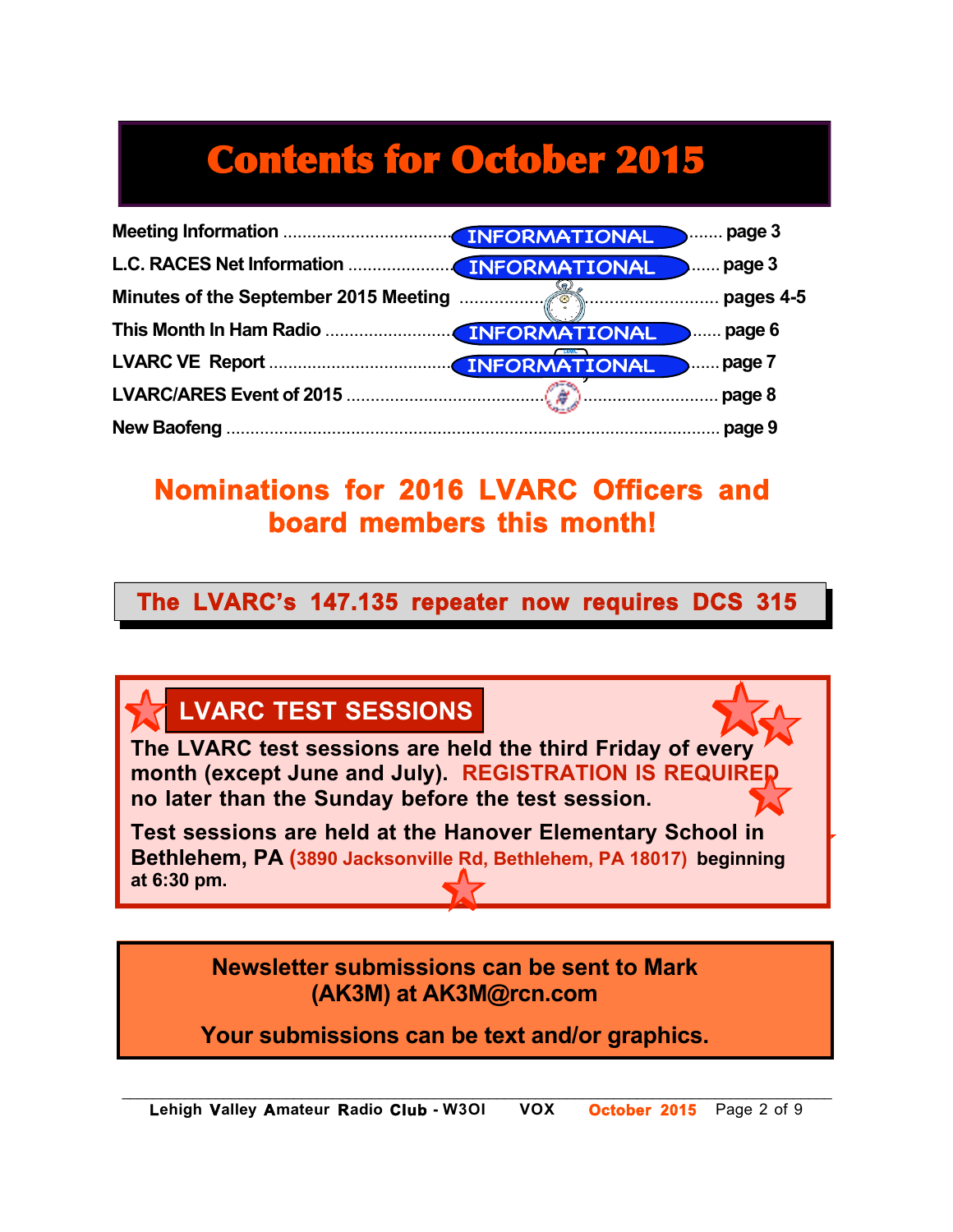# Contents for October 2015

| | |
|---|---|
| Meeting Information | page 3 |
| L.C. RACES Net Information | page 3 |
| Minutes of the September 2015 Meeting | pages 4-5 |
| This Month In Ham Radio | page 6 |
| LVARC VE Report | page 7 |
| LVARC/ARES Event of 2015 | page 8 |
| New Baofeng | page 9 |

## Nominations for 2016 LVARC Officers and board members this month!

**The LVARC's 147.135 repeater now requires DCS 315**

## LVARC TEST SESSIONS

**The LVARC test sessions are held the third Friday of every month (except June and July). REGISTRATION IS REQUIRED no later than the Sunday before the test session.**

**Test sessions are held at the Hanover Elementary School in Bethlehem, PA (3890 Jacksonville Rd, Bethlehem, PA 18017) beginning at 6:30 pm.**

**Newsletter submissions can be sent to Mark (AK3M) at AK3M@rcn.com**

**Your submissions can be text and/or graphics.**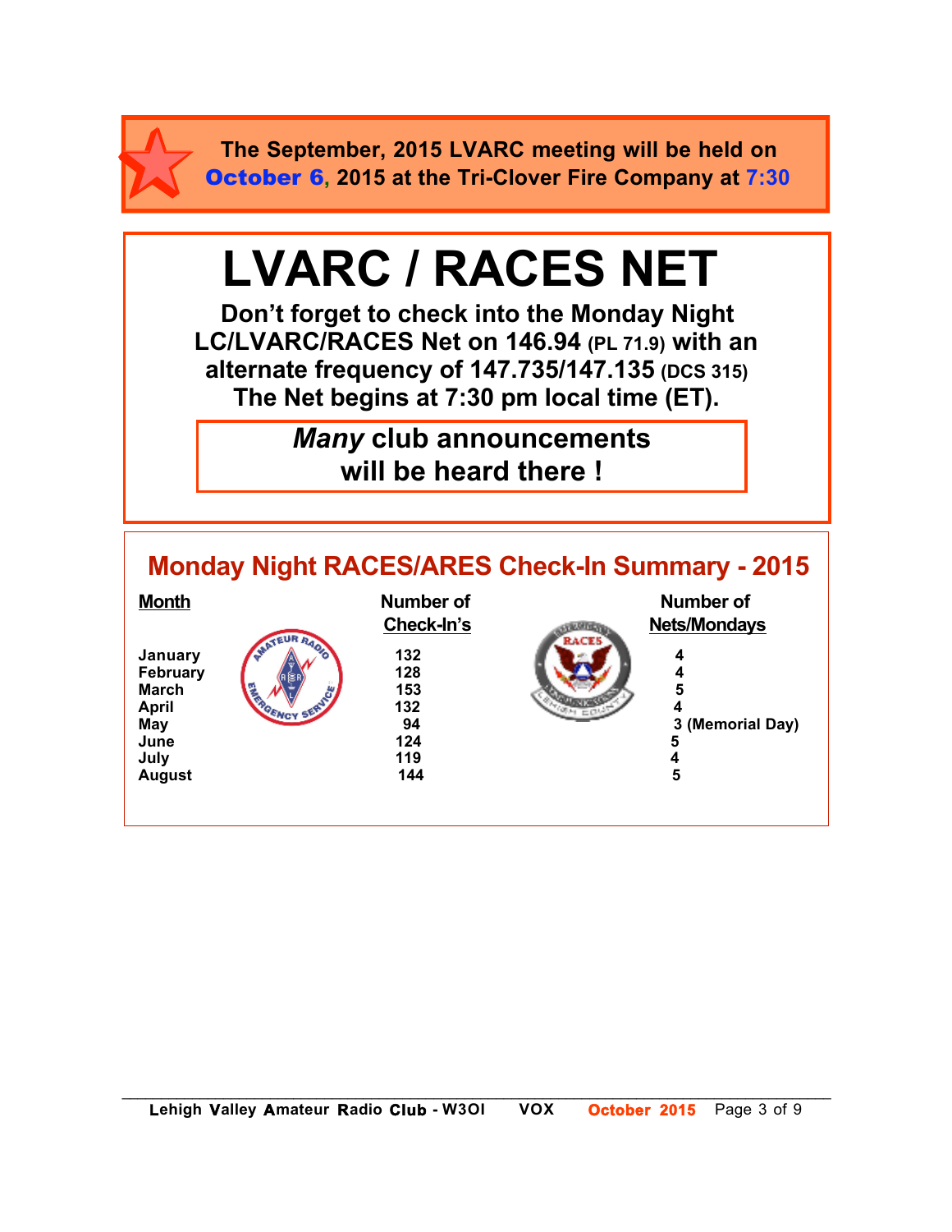**The September, 2015 LVARC meeting will be held on October 6, 2015 at the Tri-Clover Fire Company at 7:30**

# LVARC / RACES NET

**Don't forget to check into the Monday Night LC/LVARC/RACES Net on 146.94 (PL 71.9) with an alternate frequency of 147.735/147.135 (DCS 315) The Net begins at 7:30 pm local time (ET).**

***Many* club announcements will be heard there !**

## Monday Night RACES/ARES Check-In Summary - 2015

| Month | Number of Check-In's | Number of Nets/Mondays |
|---|---|---|
| January | 132 | 4 |
| February | 128 | 4 |
| March | 153 | 5 |
| April | 132 | 4 |
| May | 94 | 3 (Memorial Day) |
| June | 124 | 5 |
| July | 119 | 4 |
| August | 144 | 5 |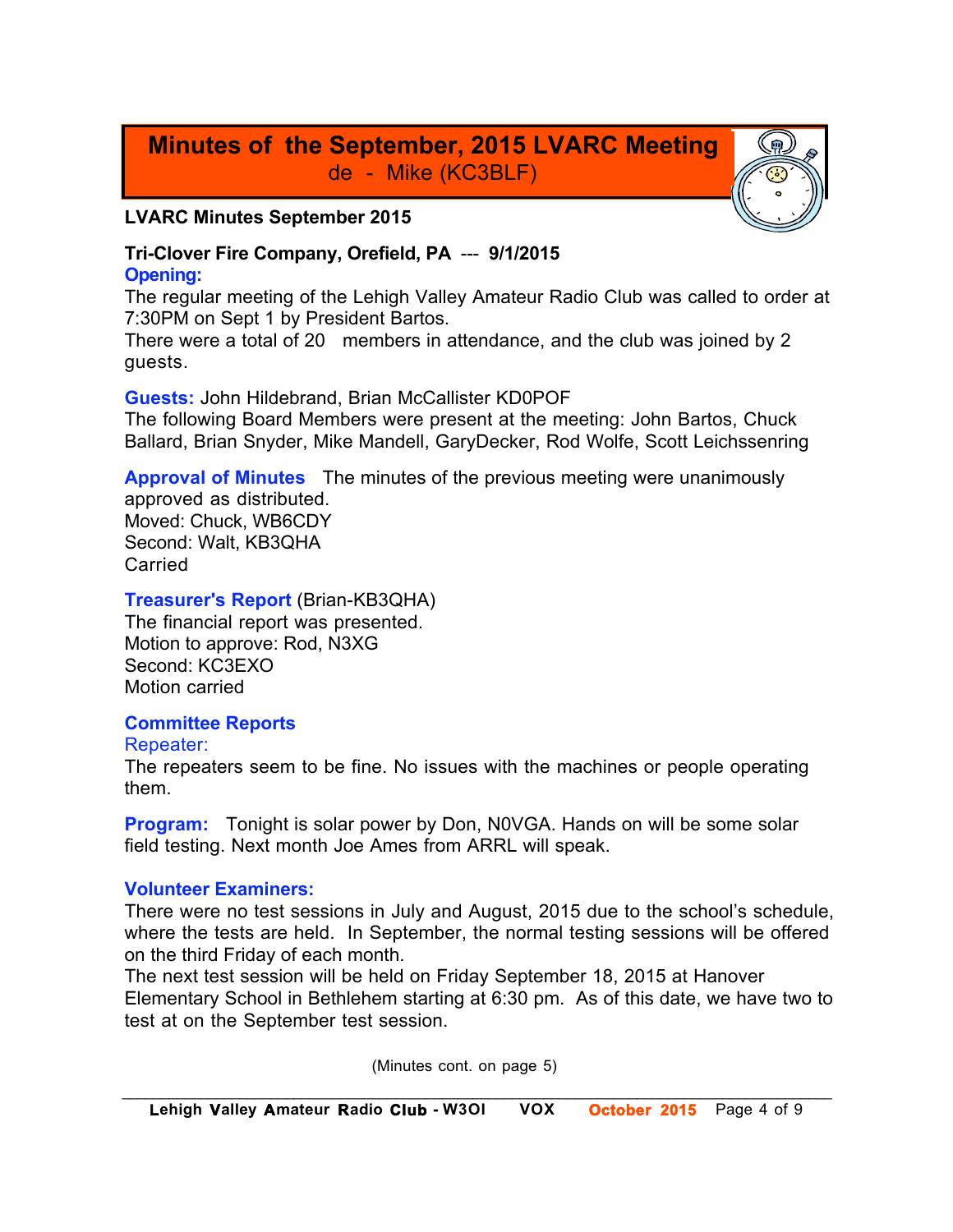# Minutes of the September, 2015 LVARC Meeting

de - Mike (KC3BLF)

**LVARC Minutes September 2015**

**Tri-Clover Fire Company, Orefield, PA --- 9/1/2015**

**Opening:**

The regular meeting of the Lehigh Valley Amateur Radio Club was called to order at 7:30PM on Sept 1 by President Bartos.
There were a total of 20 members in attendance, and the club was joined by 2 guests.

**Guests:** John Hildebrand, Brian McCallister KD0POF
The following Board Members were present at the meeting: John Bartos, Chuck Ballard, Brian Snyder, Mike Mandell, GaryDecker, Rod Wolfe, Scott Leichssenring

**Approval of Minutes** The minutes of the previous meeting were unanimously approved as distributed.
Moved: Chuck, WB6CDY
Second: Walt, KB3QHA
Carried

**Treasurer's Report** (Brian-KB3QHA)
The financial report was presented.
Motion to approve: Rod, N3XG
Second: KC3EXO
Motion carried

**Committee Reports**

Repeater:
The repeaters seem to be fine. No issues with the machines or people operating them.

**Program:** Tonight is solar power by Don, N0VGA. Hands on will be some solar field testing. Next month Joe Ames from ARRL will speak.

**Volunteer Examiners:**

There were no test sessions in July and August, 2015 due to the school's schedule, where the tests are held. In September, the normal testing sessions will be offered on the third Friday of each month.
The next test session will be held on Friday September 18, 2015 at Hanover Elementary School in Bethlehem starting at 6:30 pm. As of this date, we have two to test at on the September test session.

(Minutes cont. on page 5)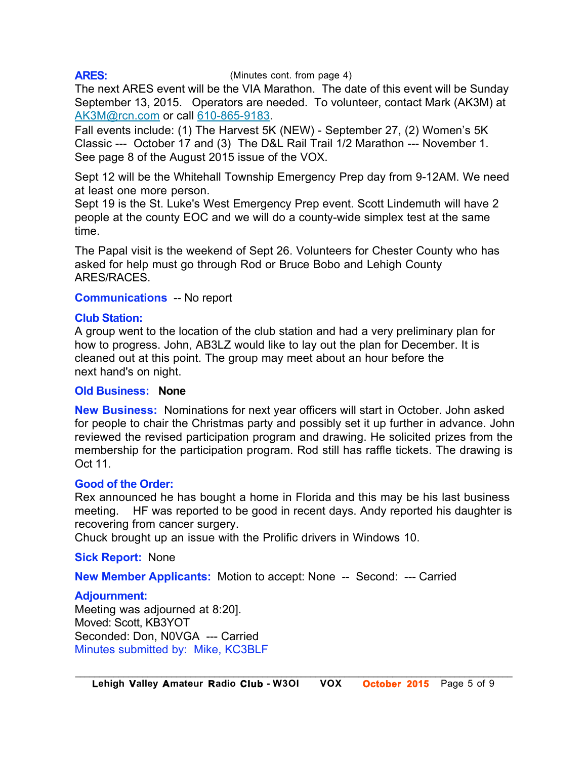**ARES:** (Minutes cont. from page 4)

The next ARES event will be the VIA Marathon. The date of this event will be Sunday September 13, 2015. Operators are needed. To volunteer, contact Mark (AK3M) at AK3M@rcn.com or call 610-865-9183.

Fall events include: (1) The Harvest 5K (NEW) - September 27, (2) Women's 5K Classic --- October 17 and (3) The D&L Rail Trail 1/2 Marathon --- November 1. See page 8 of the August 2015 issue of the VOX.

Sept 12 will be the Whitehall Township Emergency Prep day from 9-12AM. We need at least one more person.

Sept 19 is the St. Luke's West Emergency Prep event. Scott Lindemuth will have 2 people at the county EOC and we will do a county-wide simplex test at the same time.

The Papal visit is the weekend of Sept 26. Volunteers for Chester County who has asked for help must go through Rod or Bruce Bobo and Lehigh County ARES/RACES.

**Communications** -- No report

**Club Station:**

A group went to the location of the club station and had a very preliminary plan for how to progress. John, AB3LZ would like to lay out the plan for December. It is cleaned out at this point. The group may meet about an hour before the next hand's on night.

**Old Business:** **None**

**New Business:** Nominations for next year officers will start in October. John asked for people to chair the Christmas party and possibly set it up further in advance. John reviewed the revised participation program and drawing. He solicited prizes from the membership for the participation program. Rod still has raffle tickets. The drawing is Oct 11.

**Good of the Order:**

Rex announced he has bought a home in Florida and this may be his last business meeting. HF was reported to be good in recent days. Andy reported his daughter is recovering from cancer surgery.

Chuck brought up an issue with the Prolific drivers in Windows 10.

**Sick Report:** None

**New Member Applicants:** Motion to accept: None -- Second: --- Carried

**Adjournment:**

Meeting was adjourned at 8:20].

Moved: Scott, KB3YOT

Seconded: Don, N0VGA --- Carried

Minutes submitted by: Mike, KC3BLF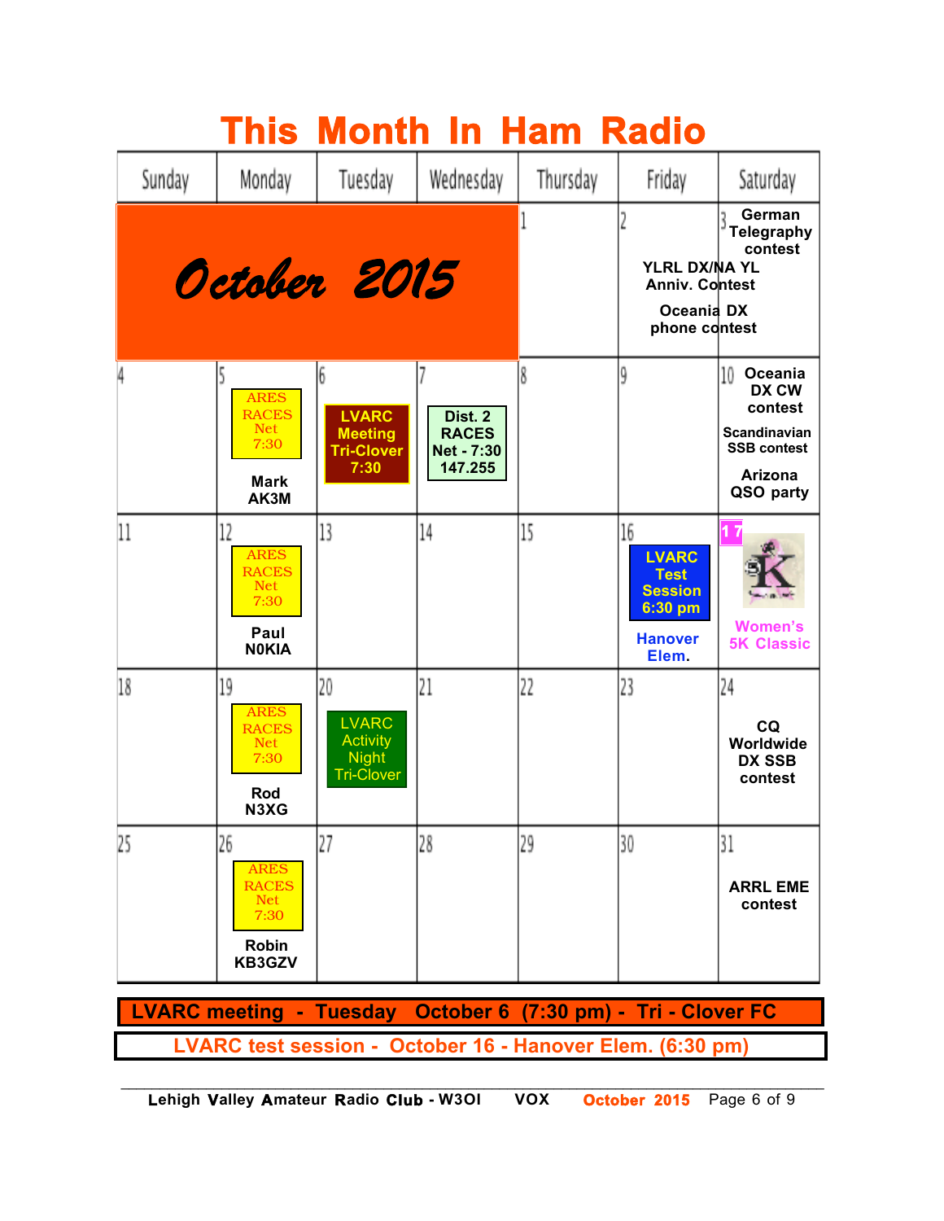# This Month In Ham Radio

| Sunday | Monday | Tuesday | Wednesday | Thursday | Friday | Saturday |
|---|---|---|---|---|---|---|
| October 2015 | | | | 1 | 2 YLRL DX/NA YL Anniv. Contest; Oceania DX phone contest | 3 German Telegraphy contest |
| 4 | 5 ARES RACES Net 7:30 Mark AK3M | 6 LVARC Meeting Tri-Clover 7:30 | 7 Dist. 2 RACES Net - 7:30 147.255 | 8 | 9 | 10 Oceania DX CW contest; Scandinavian SSB contest; Arizona QSO party |
| 11 | 12 ARES RACES Net 7:30 Paul N0KIA | 13 | 14 | 15 | 16 LVARC Test Session 6:30 pm Hanover Elem. | 17 Women's 5K Classic |
| 18 | 19 ARES RACES Net 7:30 Rod N3XG | 20 LVARC Activity Night Tri-Clover | 21 | 22 | 23 | 24 CQ Worldwide DX SSB contest |
| 25 | 26 ARES RACES Net 7:30 Robin KB3GZV | 27 | 28 | 29 | 30 | 31 ARRL EME contest |

**LVARC meeting - Tuesday October 6 (7:30 pm) - Tri - Clover FC**

**LVARC test session - October 16 - Hanover Elem. (6:30 pm)**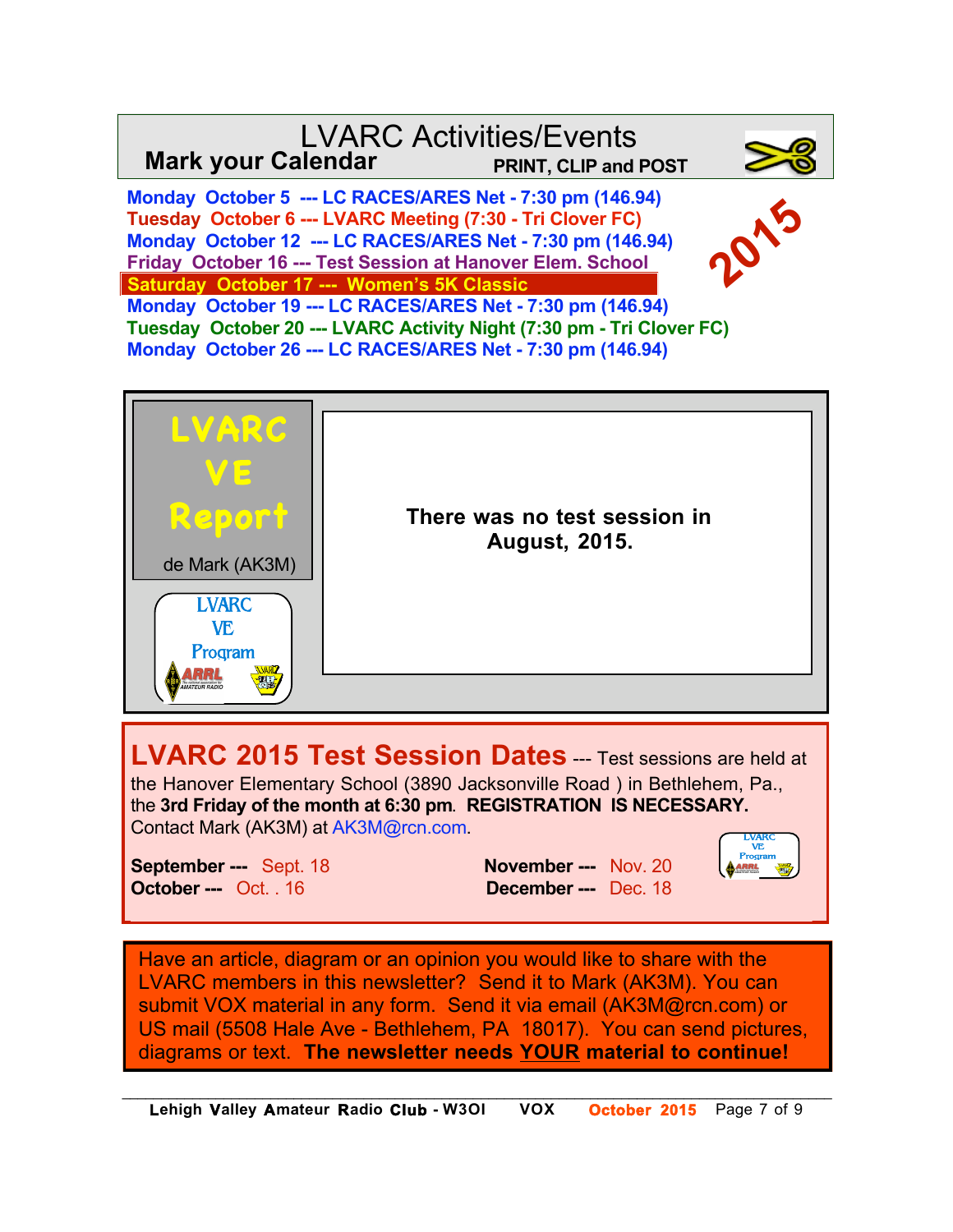# LVARC Activities/Events

**Mark your Calendar** — **PRINT, CLIP and POST**

**2015**

- **Monday October 5 --- LC RACES/ARES Net - 7:30 pm (146.94)**
- **Tuesday October 6 --- LVARC Meeting (7:30 - Tri Clover FC)**
- **Monday October 12 --- LC RACES/ARES Net - 7:30 pm (146.94)**
- **Friday October 16 --- Test Session at Hanover Elem. School**
- **Saturday October 17 --- Women's 5K Classic**
- **Monday October 19 --- LC RACES/ARES Net - 7:30 pm (146.94)**
- **Tuesday October 20 --- LVARC Activity Night (7:30 pm - Tri Clover FC)**
- **Monday October 26 --- LC RACES/ARES Net - 7:30 pm (146.94)**

## LVARC VE Report

de Mark (AK3M)

LVARC VE Program

**There was no test session in August, 2015.**

## LVARC 2015 Test Session Dates

--- Test sessions are held at the Hanover Elementary School (3890 Jacksonville Road ) in Bethlehem, Pa., the **3rd Friday of the month at 6:30 pm**. **REGISTRATION IS NECESSARY.** Contact Mark (AK3M) at AK3M@rcn.com.

| | | | |
|---|---|---|---|
| **September ---** | Sept. 18 | **November ---** | Nov. 20 |
| **October ---** | Oct. . 16 | **December ---** | Dec. 18 |

Have an article, diagram or an opinion you would like to share with the LVARC members in this newsletter? Send it to Mark (AK3M). You can submit VOX material in any form. Send it via email (AK3M@rcn.com) or US mail (5508 Hale Ave - Bethlehem, PA 18017). You can send pictures, diagrams or text. **The newsletter needs YOUR material to continue!**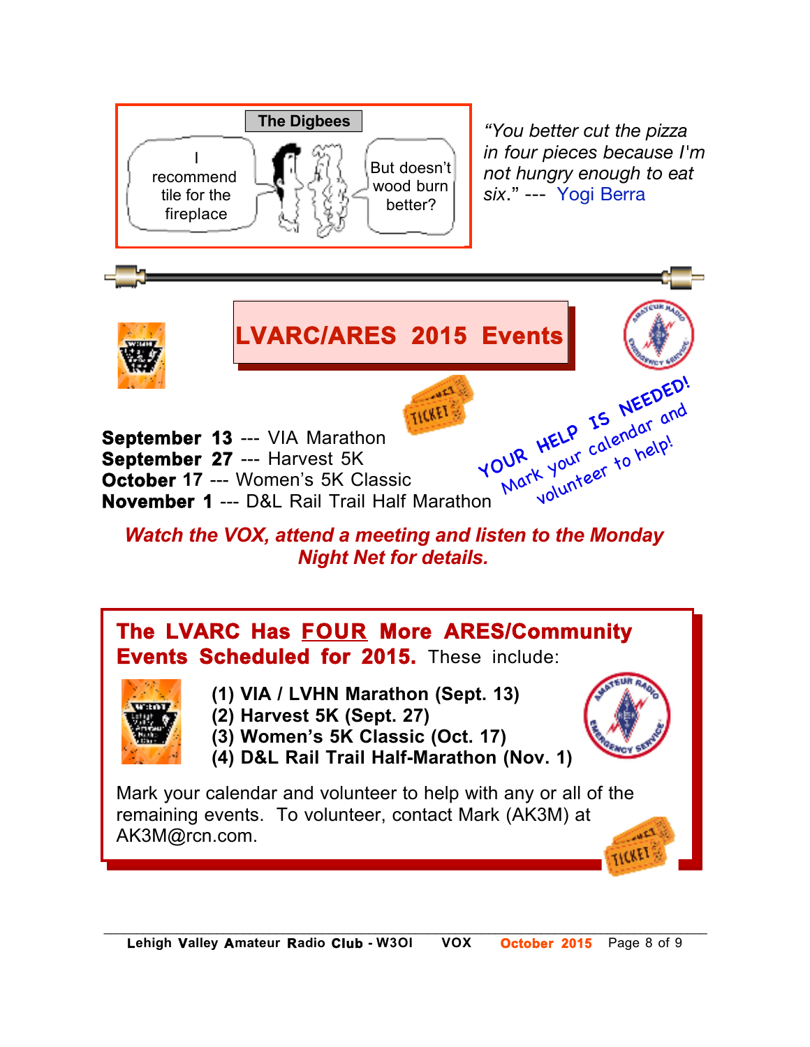**The Digbees**

I recommend tile for the fireplace

But doesn't wood burn better?

*"You better cut the pizza in four pieces because I'm not hungry enough to eat six."* --- Yogi Berra

# LVARC/ARES 2015 Events

**September 13** --- VIA Marathon
**September 27** --- Harvest 5K
**October 17** --- Women's 5K Classic
**November 1** --- D&L Rail Trail Half Marathon

YOUR HELP IS NEEDED! Mark your calendar and volunteer to help!

***Watch the VOX, attend a meeting and listen to the Monday Night Net for details.***

## The LVARC Has FOUR More ARES/Community Events Scheduled for 2015. These include:

**(1) VIA / LVHN Marathon (Sept. 13)**
**(2) Harvest 5K (Sept. 27)**
**(3) Women's 5K Classic (Oct. 17)**
**(4) D&L Rail Trail Half-Marathon (Nov. 1)**

Mark your calendar and volunteer to help with any or all of the remaining events. To volunteer, contact Mark (AK3M) at AK3M@rcn.com.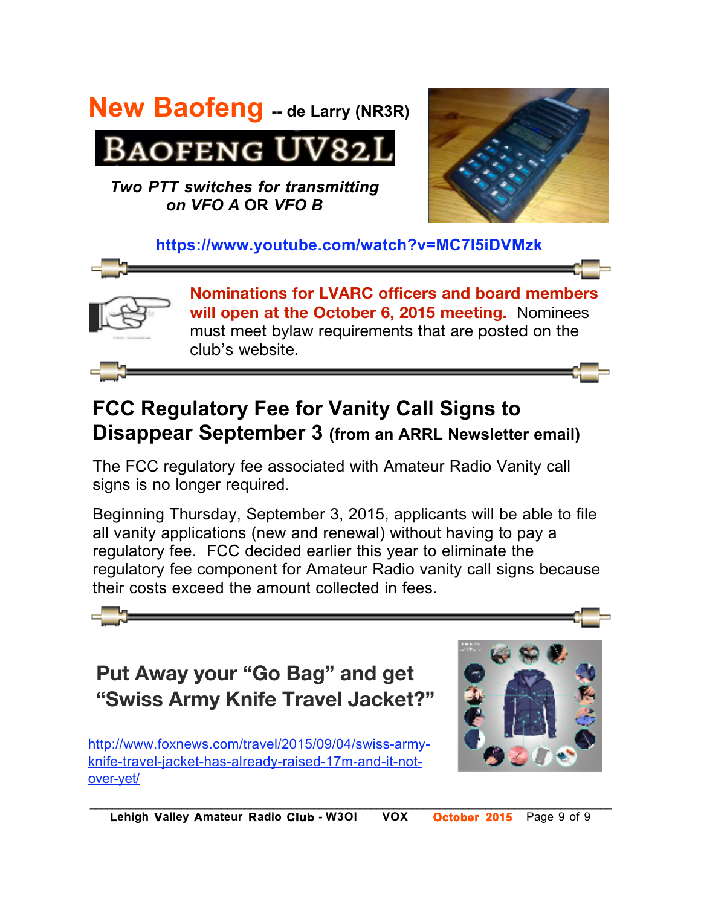## New Baofeng -- de Larry (NR3R)

**BAOFENG UV82L**

***Two PTT switches for transmitting on VFO A OR VFO B***

**https://www.youtube.com/watch?v=MC7I5iDVMzk**

**Nominations for LVARC officers and board members will open at the October 6, 2015 meeting.** Nominees must meet bylaw requirements that are posted on the club's website.

## FCC Regulatory Fee for Vanity Call Signs to Disappear September 3 (from an ARRL Newsletter email)

The FCC regulatory fee associated with Amateur Radio Vanity call signs is no longer required.

Beginning Thursday, September 3, 2015, applicants will be able to file all vanity applications (new and renewal) without having to pay a regulatory fee. FCC decided earlier this year to eliminate the regulatory fee component for Amateur Radio vanity call signs because their costs exceed the amount collected in fees.

## Put Away your "Go Bag" and get "Swiss Army Knife Travel Jacket?"

http://www.foxnews.com/travel/2015/09/04/swiss-army-knife-travel-jacket-has-already-raised-17m-and-it-not-over-yet/